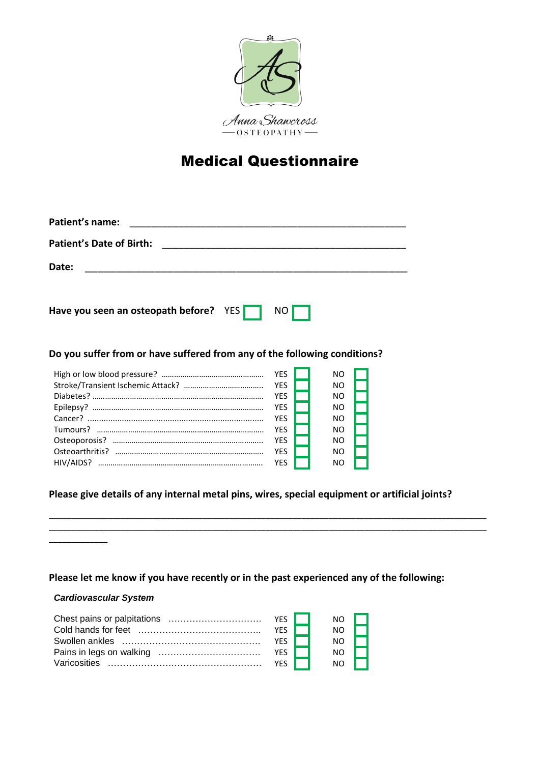Anna Shawcross
OSTEOPATHY

# Medical Questionnaire

**Patient's name:** ____________________________________________________

**Patient's Date of Birth:** _____________________________________________

**Date:** ______________________________________________________________

**Have you seen an osteopath before?** YES ☐ NO ☐

**Do you suffer from or have suffered from any of the following conditions?**

| Condition | | |
|---|---|---|
| High or low blood pressure? | YES ☐ | NO ☐ |
| Stroke/Transient Ischemic Attack? | YES ☐ | NO ☐ |
| Diabetes? | YES ☐ | NO ☐ |
| Epilepsy? | YES ☐ | NO ☐ |
| Cancer? | YES ☐ | NO ☐ |
| Tumours? | YES ☐ | NO ☐ |
| Osteoporosis? | YES ☐ | NO ☐ |
| Osteoarthritis? | YES ☐ | NO ☐ |
| HIV/AIDS? | YES ☐ | NO ☐ |

**Please give details of any internal metal pins, wires, special equipment or artificial joints?**

______________________________________________________________________________
______________________________________________________________________________
__________

**Please let me know if you have recently or in the past experienced any of the following:**

***Cardiovascular System***

| Symptom | | |
|---|---|---|
| Chest pains or palpitations | YES ☐ | NO ☐ |
| Cold hands for feet | YES ☐ | NO ☐ |
| Swollen ankles | YES ☐ | NO ☐ |
| Pains in legs on walking | YES ☐ | NO ☐ |
| Varicosities | YES ☐ | NO ☐ |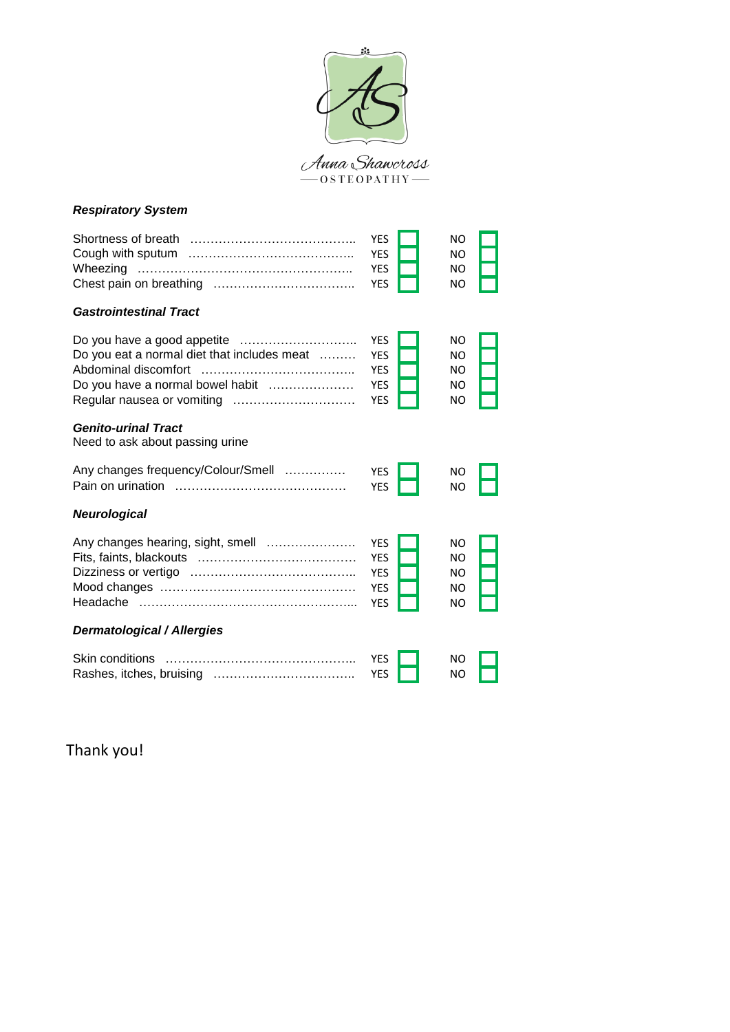Anna Shawcross
OSTEOPATHY

### *Respiratory System*

| | | | | |
|---|---|---|---|---|
| Shortness of breath …………………………………. | YES | ☐ | NO | ☐ |
| Cough with sputum …………………………………. | YES | ☐ | NO | ☐ |
| Wheezing …………………………………………….. | YES | ☐ | NO | ☐ |
| Chest pain on breathing …………………………….. | YES | ☐ | NO | ☐ |

### *Gastrointestinal Tract*

| | | | | |
|---|---|---|---|---|
| Do you have a good appetite ……………………….. | YES | ☐ | NO | ☐ |
| Do you eat a normal diet that includes meat ……… | YES | ☐ | NO | ☐ |
| Abdominal discomfort ……………………………….. | YES | ☐ | NO | ☐ |
| Do you have a normal bowel habit ………………… | YES | ☐ | NO | ☐ |
| Regular nausea or vomiting ………………………… | YES | ☐ | NO | ☐ |

### *Genito-urinal Tract*

Need to ask about passing urine

| | | | | |
|---|---|---|---|---|
| Any changes frequency/Colour/Smell …………… | YES | ☐ | NO | ☐ |
| Pain on urination …………………………………… | YES | ☐ | NO | ☐ |

### *Neurological*

| | | | | |
|---|---|---|---|---|
| Any changes hearing, sight, smell …………………. | YES | ☐ | NO | ☐ |
| Fits, faints, blackouts ………………………………… | YES | ☐ | NO | ☐ |
| Dizziness or vertigo ………………………………….. | YES | ☐ | NO | ☐ |
| Mood changes ………………………………………… | YES | ☐ | NO | ☐ |
| Headache ……………………………………………... | YES | ☐ | NO | ☐ |

### *Dermatological / Allergies*

| | | | | |
|---|---|---|---|---|
| Skin conditions ……………………………………….. | YES | ☐ | NO | ☐ |
| Rashes, itches, bruising …………………………….. | YES | ☐ | NO | ☐ |

Thank you!